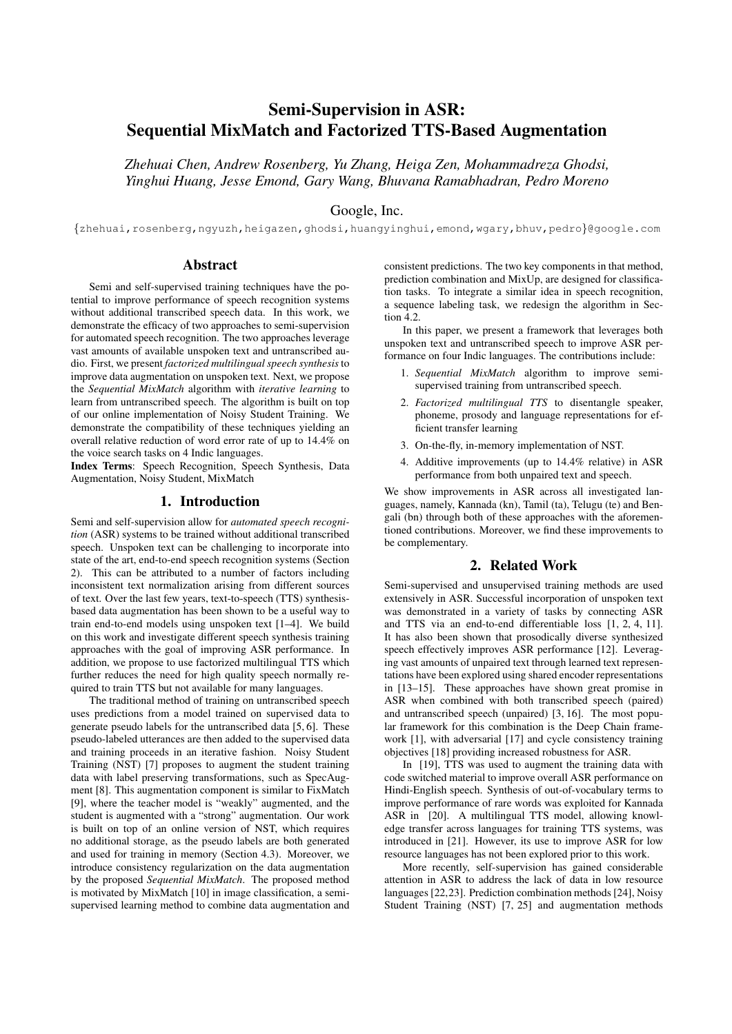# Semi-Supervision in ASR: Sequential MixMatch and Factorized TTS-Based Augmentation

*Zhehuai Chen, Andrew Rosenberg, Yu Zhang, Heiga Zen, Mohammadreza Ghodsi, Yinghui Huang, Jesse Emond, Gary Wang, Bhuvana Ramabhadran, Pedro Moreno*

Google, Inc.

{zhehuai,rosenberg,ngyuzh,heigazen,ghodsi,huangyinghui,emond,wgary,bhuv,pedro}@google.com

## Abstract

Semi and self-supervised training techniques have the potential to improve performance of speech recognition systems without additional transcribed speech data. In this work, we demonstrate the efficacy of two approaches to semi-supervision for automated speech recognition. The two approaches leverage vast amounts of available unspoken text and untranscribed audio. First, we present *factorized multilingual speech synthesis* to improve data augmentation on unspoken text. Next, we propose the *Sequential MixMatch* algorithm with *iterative learning* to learn from untranscribed speech. The algorithm is built on top of our online implementation of Noisy Student Training. We demonstrate the compatibility of these techniques yielding an overall relative reduction of word error rate of up to 14.4% on the voice search tasks on 4 Indic languages.

**Index Terms**: Speech Recognition, Speech Synthesis, Data Augmentation, Noisy Student, MixMatch

## 1. Introduction

Semi and self-supervision allow for *automated speech recognition* (ASR) systems to be trained without additional transcribed speech. Unspoken text can be challenging to incorporate into state of the art, end-to-end speech recognition systems (Section 2). This can be attributed to a number of factors including inconsistent text normalization arising from different sources of text. Over the last few years, text-to-speech (TTS) synthesis-based data augmentation has been shown to be a useful way to train end-to-end models using unspoken text [1–4]. We build on this work and investigate different speech synthesis training approaches with the goal of improving ASR performance. In addition, we propose to use factorized multilingual TTS which further reduces the need for high quality speech normally required to train TTS but not available for many languages.

The traditional method of training on untranscribed speech uses predictions from a model trained on supervised data to generate pseudo labels for the untranscribed data [5, 6]. These pseudo-labeled utterances are then added to the supervised data and training proceeds in an iterative fashion. Noisy Student Training (NST) [7] proposes to augment the student training data with label preserving transformations, such as SpecAugment [8]. This augmentation component is similar to FixMatch [9], where the teacher model is "weakly" augmented, and the student is augmented with a "strong" augmentation. Our work is built on top of an online version of NST, which requires no additional storage, as the pseudo labels are both generated and used for training in memory (Section 4.3). Moreover, we introduce consistency regularization on the data augmentation by the proposed *Sequential MixMatch*. The proposed method is motivated by MixMatch [10] in image classification, a semi-supervised learning method to combine data augmentation and consistent predictions. The two key components in that method, prediction combination and MixUp, are designed for classification tasks. To integrate a similar idea in speech recognition, a sequence labeling task, we redesign the algorithm in Section 4.2.

In this paper, we present a framework that leverages both unspoken text and untranscribed speech to improve ASR performance on four Indic languages. The contributions include:

1. *Sequential MixMatch* algorithm to improve semi-supervised training from untranscribed speech.
2. *Factorized multilingual TTS* to disentangle speaker, phoneme, prosody and language representations for efficient transfer learning
3. On-the-fly, in-memory implementation of NST.
4. Additive improvements (up to 14.4% relative) in ASR performance from both unpaired text and speech.

We show improvements in ASR across all investigated languages, namely, Kannada (kn), Tamil (ta), Telugu (te) and Bengali (bn) through both of these approaches with the aforementioned contributions. Moreover, we find these improvements to be complementary.

## 2. Related Work

Semi-supervised and unsupervised training methods are used extensively in ASR. Successful incorporation of unspoken text was demonstrated in a variety of tasks by connecting ASR and TTS via an end-to-end differentiable loss [1, 2, 4, 11]. It has also been shown that prosodically diverse synthesized speech effectively improves ASR performance [12]. Leveraging vast amounts of unpaired text through learned text representations have been explored using shared encoder representations in [13–15]. These approaches have shown great promise in ASR when combined with both transcribed speech (paired) and untranscribed speech (unpaired) [3, 16]. The most popular framework for this combination is the Deep Chain framework [1], with adversarial [17] and cycle consistency training objectives [18] providing increased robustness for ASR.

In [19], TTS was used to augment the training data with code switched material to improve overall ASR performance on Hindi-English speech. Synthesis of out-of-vocabulary terms to improve performance of rare words was exploited for Kannada ASR in [20]. A multilingual TTS model, allowing knowledge transfer across languages for training TTS systems, was introduced in [21]. However, its use to improve ASR for low resource languages has not been explored prior to this work.

More recently, self-supervision has gained considerable attention in ASR to address the lack of data in low resource languages [22,23]. Prediction combination methods [24], Noisy Student Training (NST) [7, 25] and augmentation methods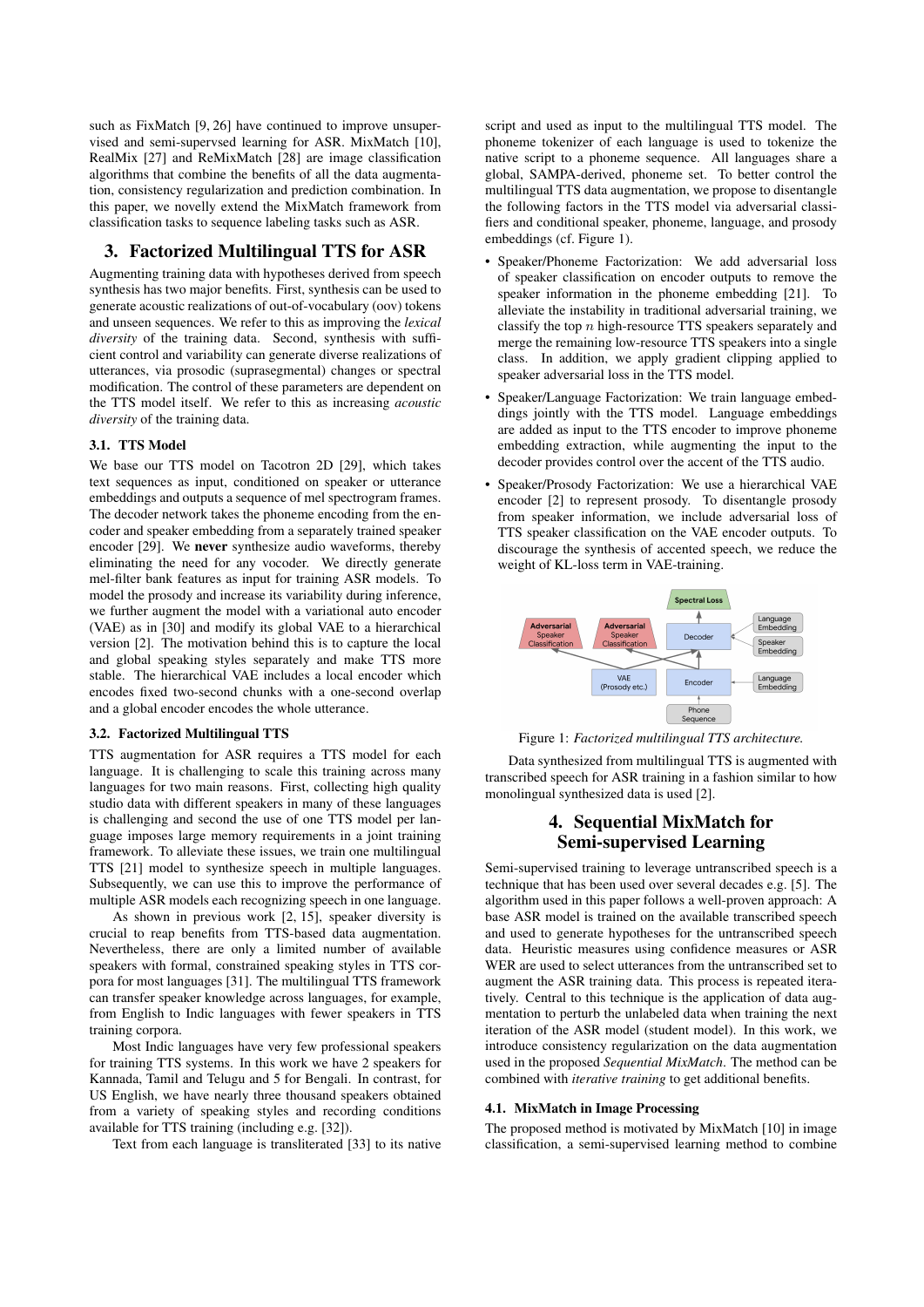such as FixMatch [9, 26] have continued to improve unsupervised and semi-supervsed learning for ASR. MixMatch [10], RealMix [27] and ReMixMatch [28] are image classification algorithms that combine the benefits of all the data augmentation, consistency regularization and prediction combination. In this paper, we novelly extend the MixMatch framework from classification tasks to sequence labeling tasks such as ASR.

## 3. Factorized Multilingual TTS for ASR

Augmenting training data with hypotheses derived from speech synthesis has two major benefits. First, synthesis can be used to generate acoustic realizations of out-of-vocabulary (oov) tokens and unseen sequences. We refer to this as improving the *lexical diversity* of the training data. Second, synthesis with sufficient control and variability can generate diverse realizations of utterances, via prosodic (suprasegmental) changes or spectral modification. The control of these parameters are dependent on the TTS model itself. We refer to this as increasing *acoustic diversity* of the training data.

### 3.1. TTS Model

We base our TTS model on Tacotron 2D [29], which takes text sequences as input, conditioned on speaker or utterance embeddings and outputs a sequence of mel spectrogram frames. The decoder network takes the phoneme encoding from the encoder and speaker embedding from a separately trained speaker encoder [29]. We **never** synthesize audio waveforms, thereby eliminating the need for any vocoder. We directly generate mel-filter bank features as input for training ASR models. To model the prosody and increase its variability during inference, we further augment the model with a variational auto encoder (VAE) as in [30] and modify its global VAE to a hierarchical version [2]. The motivation behind this is to capture the local and global speaking styles separately and make TTS more stable. The hierarchical VAE includes a local encoder which encodes fixed two-second chunks with a one-second overlap and a global encoder encodes the whole utterance.

### 3.2. Factorized Multilingual TTS

TTS augmentation for ASR requires a TTS model for each language. It is challenging to scale this training across many languages for two main reasons. First, collecting high quality studio data with different speakers in many of these languages is challenging and second the use of one TTS model per language imposes large memory requirements in a joint training framework. To alleviate these issues, we train one multilingual TTS [21] model to synthesize speech in multiple languages. Subsequently, we can use this to improve the performance of multiple ASR models each recognizing speech in one language.

As shown in previous work [2, 15], speaker diversity is crucial to reap benefits from TTS-based data augmentation. Nevertheless, there are only a limited number of available speakers with formal, constrained speaking styles in TTS corpora for most languages [31]. The multilingual TTS framework can transfer speaker knowledge across languages, for example, from English to Indic languages with fewer speakers in TTS training corpora.

Most Indic languages have very few professional speakers for training TTS systems. In this work we have 2 speakers for Kannada, Tamil and Telugu and 5 for Bengali. In contrast, for US English, we have nearly three thousand speakers obtained from a variety of speaking styles and recording conditions available for TTS training (including e.g. [32]).

Text from each language is transliterated [33] to its native script and used as input to the multilingual TTS model. The phoneme tokenizer of each language is used to tokenize the native script to a phoneme sequence. All languages share a global, SAMPA-derived, phoneme set. To better control the multilingual TTS data augmentation, we propose to disentangle the following factors in the TTS model via adversarial classifiers and conditional speaker, phoneme, language, and prosody embeddings (cf. Figure 1).

- Speaker/Phoneme Factorization: We add adversarial loss of speaker classification on encoder outputs to remove the speaker information in the phoneme embedding [21]. To alleviate the instability in traditional adversarial training, we classify the top $n$ high-resource TTS speakers separately and merge the remaining low-resource TTS speakers into a single class. In addition, we apply gradient clipping applied to speaker adversarial loss in the TTS model.
- Speaker/Language Factorization: We train language embeddings jointly with the TTS model. Language embeddings are added as input to the TTS encoder to improve phoneme embedding extraction, while augmenting the input to the decoder provides control over the accent of the TTS audio.
- Speaker/Prosody Factorization: We use a hierarchical VAE encoder [2] to represent prosody. To disentangle prosody from speaker information, we include adversarial loss of TTS speaker classification on the VAE encoder outputs. To discourage the synthesis of accented speech, we reduce the weight of KL-loss term in VAE-training.

Figure 1: *Factorized multilingual TTS architecture.*

Data synthesized from multilingual TTS is augmented with transcribed speech for ASR training in a fashion similar to how monolingual synthesized data is used [2].

## 4. Sequential MixMatch for Semi-supervised Learning

Semi-supervised training to leverage untranscribed speech is a technique that has been used over several decades e.g. [5]. The algorithm used in this paper follows a well-proven approach: A base ASR model is trained on the available transcribed speech and used to generate hypotheses for the untranscribed speech data. Heuristic measures using confidence measures or ASR WER are used to select utterances from the untranscribed set to augment the ASR training data. This process is repeated iteratively. Central to this technique is the application of data augmentation to perturb the unlabeled data when training the next iteration of the ASR model (student model). In this work, we introduce consistency regularization on the data augmentation used in the proposed *Sequential MixMatch*. The method can be combined with *iterative training* to get additional benefits.

### 4.1. MixMatch in Image Processing

The proposed method is motivated by MixMatch [10] in image classification, a semi-supervised learning method to combine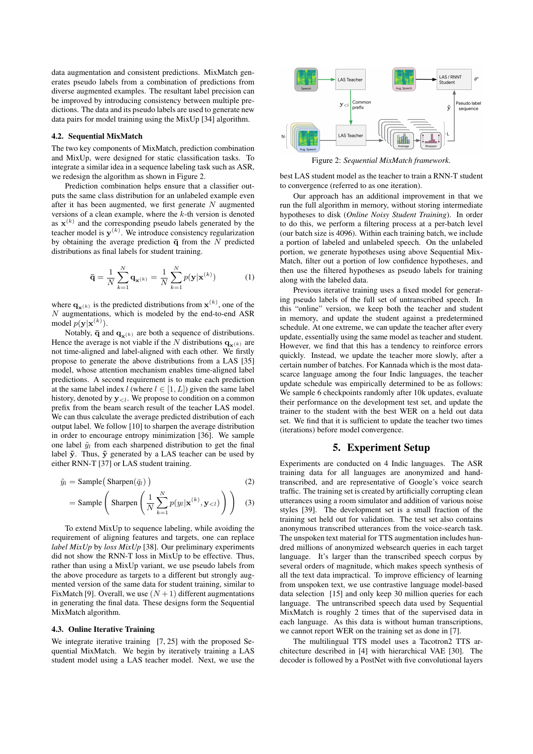data augmentation and consistent predictions. MixMatch generates pseudo labels from a combination of predictions from diverse augmented examples. The resultant label precision can be improved by introducing consistency between multiple predictions. The data and its pseudo labels are used to generate new data pairs for model training using the MixUp [34] algorithm.

### 4.2. Sequential MixMatch

The two key components of MixMatch, prediction combination and MixUp, were designed for static classification tasks. To integrate a similar idea in a sequence labeling task such as ASR, we redesign the algorithm as shown in Figure 2.

Prediction combination helps ensure that a classifier outputs the same class distribution for an unlabeled example even after it has been augmented, we first generate $N$ augmented versions of a clean example, where the $k$-th version is denoted as $\mathbf{x}^{(k)}$ and the corresponding pseudo labels generated by the teacher model is $\mathbf{y}^{(k)}$. We introduce consistency regularization by obtaining the average prediction $\bar{\mathbf{q}}$ from the $N$ predicted distributions as final labels for student training.

$$\bar{\mathbf{q}} = \frac{1}{N}\sum_{k=1}^{N} \mathbf{q}_{\mathbf{x}^{(k)}} = \frac{1}{N}\sum_{k=1}^{N} p(\mathbf{y}|\mathbf{x}^{(k)}) \quad (1)$$

where $\mathbf{q}_{\mathbf{x}^{(k)}}$ is the predicted distributions from $\mathbf{x}^{(k)}$, one of the $N$ augmentations, which is modeled by the end-to-end ASR model $p(\mathbf{y}|\mathbf{x}^{(k)})$.

Notably, $\bar{\mathbf{q}}$ and $\mathbf{q}_{\mathbf{x}^{(k)}}$ are both a sequence of distributions. Hence the average is not viable if the $N$ distributions $\mathbf{q}_{\mathbf{x}^{(k)}}$ are not time-aligned and label-aligned with each other. We firstly propose to generate the above distributions from a LAS [35] model, whose attention mechanism enables time-aligned label predictions. A second requirement is to make each prediction at the same label index $l$ (where $l \in [1, L]$) given the same label history, denoted by $\mathbf{y}_{<l}$. We propose to condition on a common prefix from the beam search result of the teacher LAS model. We can thus calculate the average predicted distribution of each output label. We follow [10] to sharpen the average distribution in order to encourage entropy minimization [36]. We sample one label $\tilde{y}_l$ from each sharpened distribution to get the final label $\tilde{\mathbf{y}}$. Thus, $\tilde{\mathbf{y}}$ generated by a LAS teacher can be used by either RNN-T [37] or LAS student training.

$$\tilde{y}_l = \text{Sample}\left(\text{Sharpen}(\bar{q}_l)\right) \quad (2)$$

$$= \text{Sample}\left(\text{Sharpen}\left(\frac{1}{N}\sum_{k=1}^{N} p(y_l|\mathbf{x}^{(k)}, \mathbf{y}_{<l})\right)\right) \quad (3)$$

To extend MixUp to sequence labeling, while avoiding the requirement of aligning features and targets, one can replace *label MixUp* by *loss MixUp* [38]. Our preliminary experiments did not show the RNN-T loss in MixUp to be effective. Thus, rather than using a MixUp variant, we use pseudo labels from the above procedure as targets to a different but strongly augmented version of the same data for student training, similar to FixMatch [9]. Overall, we use $(N+1)$ different augmentations in generating the final data. These designs form the Sequential MixMatch algorithm.

### 4.3. Online Iterative Training

We integrate iterative training [7, 25] with the proposed Sequential MixMatch. We begin by iteratively training a LAS student model using a LAS teacher model. Next, we use the best LAS student model as the teacher to train a RNN-T student to convergence (referred to as one iteration).

Figure 2: *Sequential MixMatch framework.*

Our approach has an additional improvement in that we run the full algorithm in memory, without storing intermediate hypotheses to disk (*Online Noisy Student Training*). In order to do this, we perform a filtering process at a per-batch level (our batch size is 4096). Within each training batch, we include a portion of labeled and unlabeled speech. On the unlabeled portion, we generate hypotheses using above Sequential MixMatch, filter out a portion of low confidence hypotheses, and then use the filtered hypotheses as pseudo labels for training along with the labeled data.

Previous iterative training uses a fixed model for generating pseudo labels of the full set of untranscribed speech. In this "online" version, we keep both the teacher and student in memory, and update the student against a predetermined schedule. At one extreme, we can update the teacher after every update, essentially using the same model as teacher and student. However, we find that this has a tendency to reinforce errors quickly. Instead, we update the teacher more slowly, after a certain number of batches. For Kannada which is the most data-scarce language among the four Indic languages, the teacher update schedule was empirically determined to be as follows: We sample 6 checkpoints randomly after 10k updates, evaluate their performance on the development test set, and update the trainer to the student with the best WER on a held out data set. We find that it is sufficient to update the teacher two times (iterations) before model convergence.

## 5. Experiment Setup

Experiments are conducted on 4 Indic languages. The ASR training data for all languages are anonymized and hand-transcribed, and are representative of Google's voice search traffic. The training set is created by artificially corrupting clean utterances using a room simulator and addition of various noise styles [39]. The development set is a small fraction of the training set held out for validation. The test set also contains anonymous transcribed utterances from the voice-search task. The unspoken text material for TTS augmentation includes hundred millions of anonymized websearch queries in each target language. It's larger than the transcribed speech corpus by several orders of magnitude, which makes speech synthesis of all the text data impractical. To improve efficiency of learning from unspoken text, we use contrastive language model-based data selection [15] and only keep 30 million queries for each language. The untranscribed speech data used by Sequential MixMatch is roughly 2 times that of the supervised data in each language. As this data is without human transcriptions, we cannot report WER on the training set as done in [7].

The multilingual TTS model uses a Tacotron2 TTS architecture described in [4] with hierarchical VAE [30]. The decoder is followed by a PostNet with five convolutional layers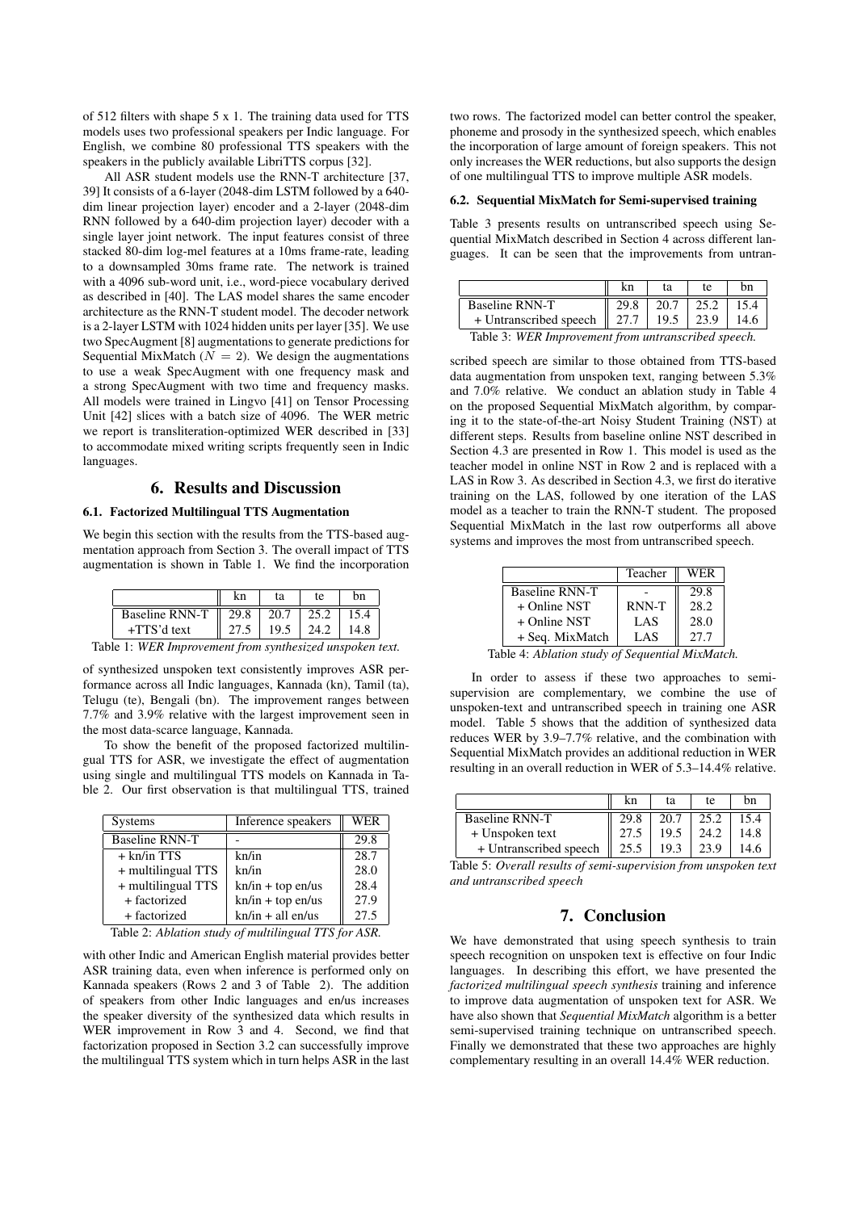of 512 filters with shape 5 x 1. The training data used for TTS models uses two professional speakers per Indic language. For English, we combine 80 professional TTS speakers with the speakers in the publicly available LibriTTS corpus [32].

All ASR student models use the RNN-T architecture [37, 39] It consists of a 6-layer (2048-dim LSTM followed by a 640-dim linear projection layer) encoder and a 2-layer (2048-dim RNN followed by a 640-dim projection layer) decoder with a single layer joint network. The input features consist of three stacked 80-dim log-mel features at a 10ms frame-rate, leading to a downsampled 30ms frame rate. The network is trained with a 4096 sub-word unit, i.e., word-piece vocabulary derived as described in [40]. The LAS model shares the same encoder architecture as the RNN-T student model. The decoder network is a 2-layer LSTM with 1024 hidden units per layer [35]. We use two SpecAugment [8] augmentations to generate predictions for Sequential MixMatch ($N = 2$). We design the augmentations to use a weak SpecAugment with one frequency mask and a strong SpecAugment with two time and frequency masks. All models were trained in Lingvo [41] on Tensor Processing Unit [42] slices with a batch size of 4096. The WER metric we report is transliteration-optimized WER described in [33] to accommodate mixed writing scripts frequently seen in Indic languages.

## 6. Results and Discussion

### 6.1. Factorized Multilingual TTS Augmentation

We begin this section with the results from the TTS-based augmentation approach from Section 3. The overall impact of TTS augmentation is shown in Table 1. We find the incorporation

| | kn | ta | te | bn |
|---|---|---|---|---|
| Baseline RNN-T | 29.8 | 20.7 | 25.2 | 15.4 |
| +TTS'd text | 27.5 | 19.5 | 24.2 | 14.8 |

Table 1: *WER Improvement from synthesized unspoken text.*

of synthesized unspoken text consistently improves ASR performance across all Indic languages, Kannada (kn), Tamil (ta), Telugu (te), Bengali (bn). The improvement ranges between 7.7% and 3.9% relative with the largest improvement seen in the most data-scarce language, Kannada.

To show the benefit of the proposed factorized multilingual TTS for ASR, we investigate the effect of augmentation using single and multilingual TTS models on Kannada in Table 2. Our first observation is that multilingual TTS, trained

| Systems | Inference speakers | WER |
|---|---|---|
| Baseline RNN-T | - | 29.8 |
| + kn/in TTS | kn/in | 28.7 |
| + multilingual TTS | kn/in | 28.0 |
| + multilingual TTS | kn/in + top en/us | 28.4 |
| + factorized | kn/in + top en/us | 27.9 |
| + factorized | kn/in + all en/us | 27.5 |

Table 2: *Ablation study of multilingual TTS for ASR.*

with other Indic and American English material provides better ASR training data, even when inference is performed only on Kannada speakers (Rows 2 and 3 of Table 2). The addition of speakers from other Indic languages and en/us increases the speaker diversity of the synthesized data which results in WER improvement in Row 3 and 4. Second, we find that factorization proposed in Section 3.2 can successfully improve the multilingual TTS system which in turn helps ASR in the last two rows. The factorized model can better control the speaker, phoneme and prosody in the synthesized speech, which enables the incorporation of large amount of foreign speakers. This not only increases the WER reductions, but also supports the design of one multilingual TTS to improve multiple ASR models.

### 6.2. Sequential MixMatch for Semi-supervised training

Table 3 presents results on untranscribed speech using Sequential MixMatch described in Section 4 across different languages. It can be seen that the improvements from untranscribed speech are similar to those obtained from TTS-based data augmentation from unspoken text, ranging between 5.3% and 7.0% relative. We conduct an ablation study in Table 4 on the proposed Sequential MixMatch algorithm, by comparing it to the state-of-the-art Noisy Student Training (NST) at different steps. Results from baseline online NST described in Section 4.3 are presented in Row 1. This model is used as the teacher model in online NST in Row 2 and is replaced with a LAS in Row 3. As described in Section 4.3, we first do iterative training on the LAS, followed by one iteration of the LAS model as a teacher to train the RNN-T student. The proposed Sequential MixMatch in the last row outperforms all above systems and improves the most from untranscribed speech.

| | kn | ta | te | bn |
|---|---|---|---|---|
| Baseline RNN-T | 29.8 | 20.7 | 25.2 | 15.4 |
| + Untranscribed speech | 27.7 | 19.5 | 23.9 | 14.6 |

Table 3: *WER Improvement from untranscribed speech.*

| | Teacher | WER |
|---|---|---|
| Baseline RNN-T | - | 29.8 |
| + Online NST | RNN-T | 28.2 |
| + Online NST | LAS | 28.0 |
| + Seq. MixMatch | LAS | 27.7 |

Table 4: *Ablation study of Sequential MixMatch.*

In order to assess if these two approaches to semi-supervision are complementary, we combine the use of unspoken-text and untranscribed speech in training one ASR model. Table 5 shows that the addition of synthesized data reduces WER by 3.9–7.7% relative, and the combination with Sequential MixMatch provides an additional reduction in WER resulting in an overall reduction in WER of 5.3–14.4% relative.

| | kn | ta | te | bn |
|---|---|---|---|---|
| Baseline RNN-T | 29.8 | 20.7 | 25.2 | 15.4 |
| + Unspoken text | 27.5 | 19.5 | 24.2 | 14.8 |
| + Untranscribed speech | 25.5 | 19.3 | 23.9 | 14.6 |

Table 5: *Overall results of semi-supervision from unspoken text and untranscribed speech*

## 7. Conclusion

We have demonstrated that using speech synthesis to train speech recognition on unspoken text is effective on four Indic languages. In describing this effort, we have presented the *factorized multilingual speech synthesis* training and inference to improve data augmentation of unspoken text for ASR. We have also shown that *Sequential MixMatch* algorithm is a better semi-supervised training technique on untranscribed speech. Finally we demonstrated that these two approaches are highly complementary resulting in an overall 14.4% WER reduction.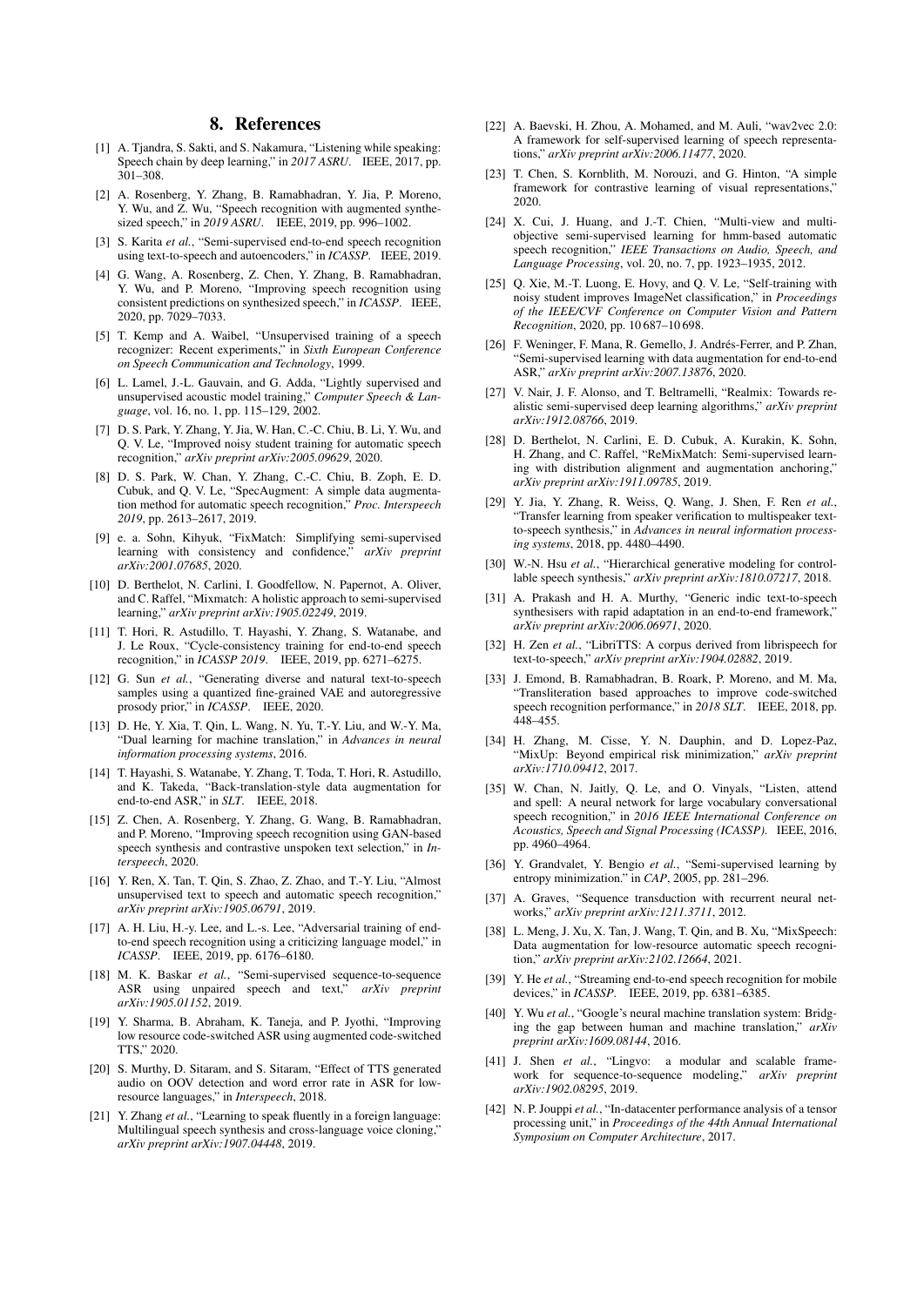## 8. References

[1] A. Tjandra, S. Sakti, and S. Nakamura, "Listening while speaking: Speech chain by deep learning," in *2017 ASRU*. IEEE, 2017, pp. 301–308.

[2] A. Rosenberg, Y. Zhang, B. Ramabhadran, Y. Jia, P. Moreno, Y. Wu, and Z. Wu, "Speech recognition with augmented synthesized speech," in *2019 ASRU*. IEEE, 2019, pp. 996–1002.

[3] S. Karita *et al.*, "Semi-supervised end-to-end speech recognition using text-to-speech and autoencoders," in *ICASSP*. IEEE, 2019.

[4] G. Wang, A. Rosenberg, Z. Chen, Y. Zhang, B. Ramabhadran, Y. Wu, and P. Moreno, "Improving speech recognition using consistent predictions on synthesized speech," in *ICASSP*. IEEE, 2020, pp. 7029–7033.

[5] T. Kemp and A. Waibel, "Unsupervised training of a speech recognizer: Recent experiments," in *Sixth European Conference on Speech Communication and Technology*, 1999.

[6] L. Lamel, J.-L. Gauvain, and G. Adda, "Lightly supervised and unsupervised acoustic model training," *Computer Speech & Language*, vol. 16, no. 1, pp. 115–129, 2002.

[7] D. S. Park, Y. Zhang, Y. Jia, W. Han, C.-C. Chiu, B. Li, Y. Wu, and Q. V. Le, "Improved noisy student training for automatic speech recognition," *arXiv preprint arXiv:2005.09629*, 2020.

[8] D. S. Park, W. Chan, Y. Zhang, C.-C. Chiu, B. Zoph, E. D. Cubuk, and Q. V. Le, "SpecAugment: A simple data augmentation method for automatic speech recognition," *Proc. Interspeech 2019*, pp. 2613–2617, 2019.

[9] e. a. Sohn, Kihyuk, "FixMatch: Simplifying semi-supervised learning with consistency and confidence," *arXiv preprint arXiv:2001.07685*, 2020.

[10] D. Berthelot, N. Carlini, I. Goodfellow, N. Papernot, A. Oliver, and C. Raffel, "Mixmatch: A holistic approach to semi-supervised learning," *arXiv preprint arXiv:1905.02249*, 2019.

[11] T. Hori, R. Astudillo, T. Hayashi, Y. Zhang, S. Watanabe, and J. Le Roux, "Cycle-consistency training for end-to-end speech recognition," in *ICASSP 2019*. IEEE, 2019, pp. 6271–6275.

[12] G. Sun *et al.*, "Generating diverse and natural text-to-speech samples using a quantized fine-grained VAE and autoregressive prosody prior," in *ICASSP*. IEEE, 2020.

[13] D. He, Y. Xia, T. Qin, L. Wang, N. Yu, T.-Y. Liu, and W.-Y. Ma, "Dual learning for machine translation," in *Advances in neural information processing systems*, 2016.

[14] T. Hayashi, S. Watanabe, Y. Zhang, T. Toda, T. Hori, R. Astudillo, and K. Takeda, "Back-translation-style data augmentation for end-to-end ASR," in *SLT*. IEEE, 2018.

[15] Z. Chen, A. Rosenberg, Y. Zhang, G. Wang, B. Ramabhadran, and P. Moreno, "Improving speech recognition using GAN-based speech synthesis and contrastive unspoken text selection," in *Interspeech*, 2020.

[16] Y. Ren, X. Tan, T. Qin, S. Zhao, Z. Zhao, and T.-Y. Liu, "Almost unsupervised text to speech and automatic speech recognition," *arXiv preprint arXiv:1905.06791*, 2019.

[17] A. H. Liu, H.-y. Lee, and L.-s. Lee, "Adversarial training of end-to-end speech recognition using a criticizing language model," in *ICASSP*. IEEE, 2019, pp. 6176–6180.

[18] M. K. Baskar *et al.*, "Semi-supervised sequence-to-sequence ASR using unpaired speech and text," *arXiv preprint arXiv:1905.01152*, 2019.

[19] Y. Sharma, B. Abraham, K. Taneja, and P. Jyothi, "Improving low resource code-switched ASR using augmented code-switched TTS," 2020.

[20] S. Murthy, D. Sitaram, and S. Sitaram, "Effect of TTS generated audio on OOV detection and word error rate in ASR for low-resource languages," in *Interspeech*, 2018.

[21] Y. Zhang *et al.*, "Learning to speak fluently in a foreign language: Multilingual speech synthesis and cross-language voice cloning," *arXiv preprint arXiv:1907.04448*, 2019.

[22] A. Baevski, H. Zhou, A. Mohamed, and M. Auli, "wav2vec 2.0: A framework for self-supervised learning of speech representations," *arXiv preprint arXiv:2006.11477*, 2020.

[23] T. Chen, S. Kornblith, M. Norouzi, and G. Hinton, "A simple framework for contrastive learning of visual representations," 2020.

[24] X. Cui, J. Huang, and J.-T. Chien, "Multi-view and multi-objective semi-supervised learning for hmm-based automatic speech recognition," *IEEE Transactions on Audio, Speech, and Language Processing*, vol. 20, no. 7, pp. 1923–1935, 2012.

[25] Q. Xie, M.-T. Luong, E. Hovy, and Q. V. Le, "Self-training with noisy student improves ImageNet classification," in *Proceedings of the IEEE/CVF Conference on Computer Vision and Pattern Recognition*, 2020, pp. 10 687–10 698.

[26] F. Weninger, F. Mana, R. Gemello, J. Andrés-Ferrer, and P. Zhan, "Semi-supervised learning with data augmentation for end-to-end ASR," *arXiv preprint arXiv:2007.13876*, 2020.

[27] V. Nair, J. F. Alonso, and T. Beltramelli, "Realmix: Towards realistic semi-supervised deep learning algorithms," *arXiv preprint arXiv:1912.08766*, 2019.

[28] D. Berthelot, N. Carlini, E. D. Cubuk, A. Kurakin, K. Sohn, H. Zhang, and C. Raffel, "ReMixMatch: Semi-supervised learning with distribution alignment and augmentation anchoring," *arXiv preprint arXiv:1911.09785*, 2019.

[29] Y. Jia, Y. Zhang, R. Weiss, Q. Wang, J. Shen, F. Ren *et al.*, "Transfer learning from speaker verification to multispeaker text-to-speech synthesis," in *Advances in neural information processing systems*, 2018, pp. 4480–4490.

[30] W.-N. Hsu *et al.*, "Hierarchical generative modeling for controllable speech synthesis," *arXiv preprint arXiv:1810.07217*, 2018.

[31] A. Prakash and H. A. Murthy, "Generic indic text-to-speech synthesisers with rapid adaptation in an end-to-end framework," *arXiv preprint arXiv:2006.06971*, 2020.

[32] H. Zen *et al.*, "LibriTTS: A corpus derived from librispeech for text-to-speech," *arXiv preprint arXiv:1904.02882*, 2019.

[33] J. Emond, B. Ramabhadran, B. Roark, P. Moreno, and M. Ma, "Transliteration based approaches to improve code-switched speech recognition performance," in *2018 SLT*. IEEE, 2018, pp. 448–455.

[34] H. Zhang, M. Cisse, Y. N. Dauphin, and D. Lopez-Paz, "MixUp: Beyond empirical risk minimization," *arXiv preprint arXiv:1710.09412*, 2017.

[35] W. Chan, N. Jaitly, Q. Le, and O. Vinyals, "Listen, attend and spell: A neural network for large vocabulary conversational speech recognition," in *2016 IEEE International Conference on Acoustics, Speech and Signal Processing (ICASSP)*. IEEE, 2016, pp. 4960–4964.

[36] Y. Grandvalet, Y. Bengio *et al.*, "Semi-supervised learning by entropy minimization." in *CAP*, 2005, pp. 281–296.

[37] A. Graves, "Sequence transduction with recurrent neural networks," *arXiv preprint arXiv:1211.3711*, 2012.

[38] L. Meng, J. Xu, X. Tan, J. Wang, T. Qin, and B. Xu, "MixSpeech: Data augmentation for low-resource automatic speech recognition," *arXiv preprint arXiv:2102.12664*, 2021.

[39] Y. He *et al.*, "Streaming end-to-end speech recognition for mobile devices," in *ICASSP*. IEEE, 2019, pp. 6381–6385.

[40] Y. Wu *et al.*, "Google's neural machine translation system: Bridging the gap between human and machine translation," *arXiv preprint arXiv:1609.08144*, 2016.

[41] J. Shen *et al.*, "Lingvo: a modular and scalable framework for sequence-to-sequence modeling," *arXiv preprint arXiv:1902.08295*, 2019.

[42] N. P. Jouppi *et al.*, "In-datacenter performance analysis of a tensor processing unit," in *Proceedings of the 44th Annual International Symposium on Computer Architecture*, 2017.